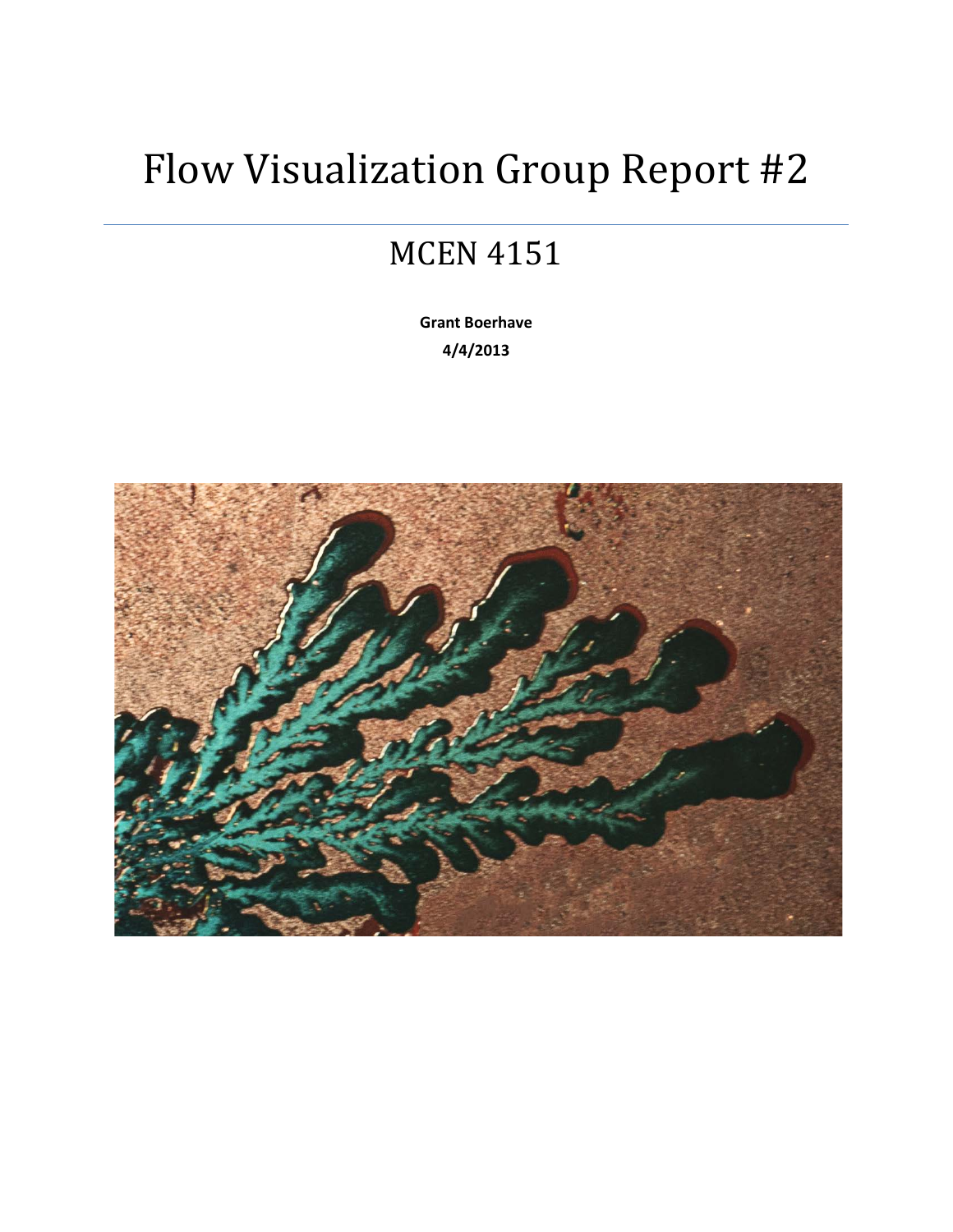# Flow Visualization Group Report #2

## MCEN 4151

**Grant Boerhave**

**4/4/2013**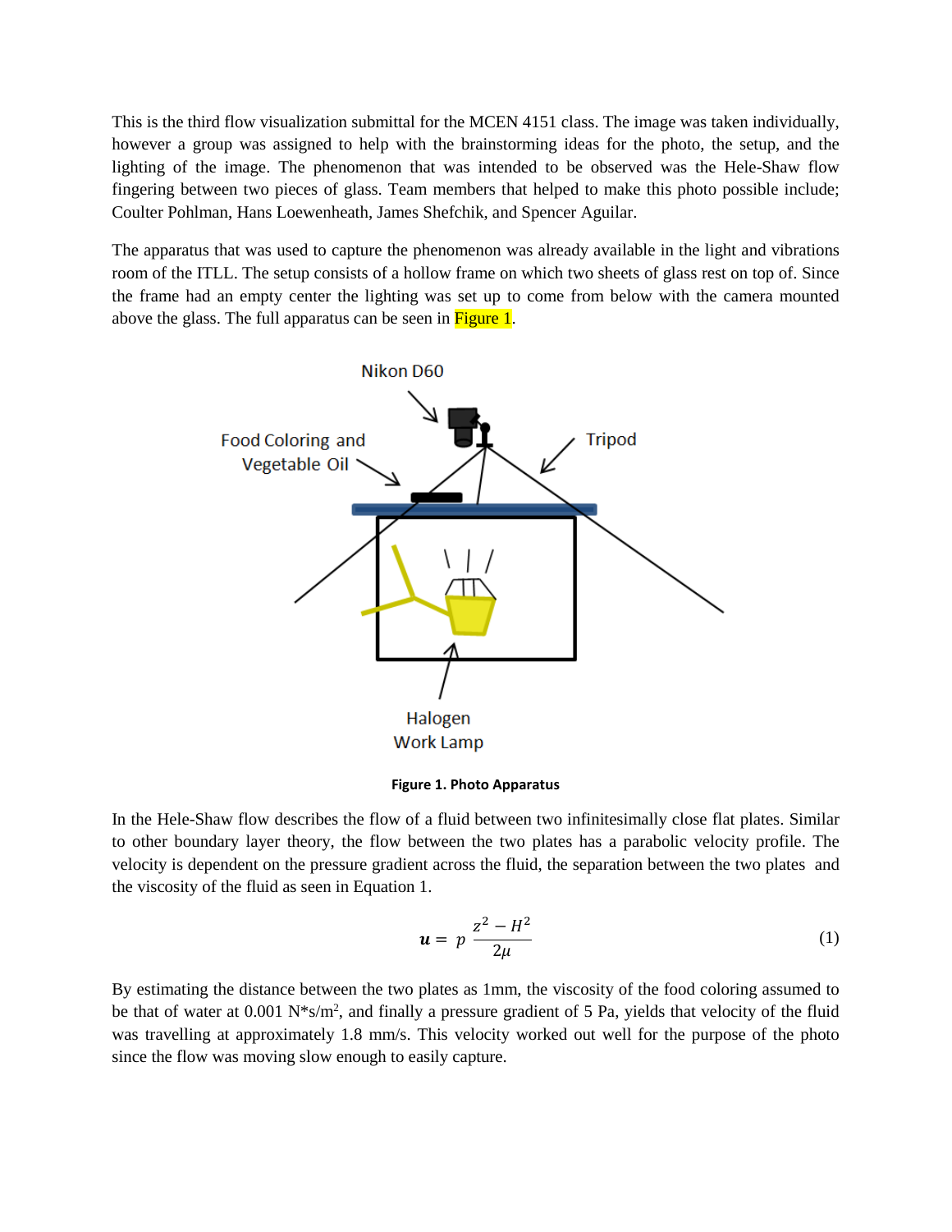This is the third flow visualization submittal for the MCEN 4151 class. The image was taken individually, however a group was assigned to help with the brainstorming ideas for the photo, the setup, and the lighting of the image. The phenomenon that was intended to be observed was the Hele-Shaw flow fingering between two pieces of glass. Team members that helped to make this photo possible include; Coulter Pohlman, Hans Loewenheath, James Shefchik, and Spencer Aguilar.

The apparatus that was used to capture the phenomenon was already available in the light and vibrations room of the ITLL. The setup consists of a hollow frame on which two sheets of glass rest on top of. Since the frame had an empty center the lighting was set up to come from below with the camera mounted above the glass. The full apparatus can be seen in Figure 1.

Nikon D60

Food Coloring and Vegetable Oil

Tripod

Halogen Work Lamp

**Figure 1. Photo Apparatus**

In the Hele-Shaw flow describes the flow of a fluid between two infinitesimally close flat plates. Similar to other boundary layer theory, the flow between the two plates has a parabolic velocity profile. The velocity is dependent on the pressure gradient across the fluid, the separation between the two plates and the viscosity of the fluid as seen in Equation 1.

$$\boldsymbol{u} = p\,\frac{z^2 - H^2}{2\mu} \tag{1}$$

By estimating the distance between the two plates as 1mm, the viscosity of the food coloring assumed to be that of water at 0.001 $N{*}s/m^2$, and finally a pressure gradient of 5 Pa, yields that velocity of the fluid was travelling at approximately 1.8 mm/s. This velocity worked out well for the purpose of the photo since the flow was moving slow enough to easily capture.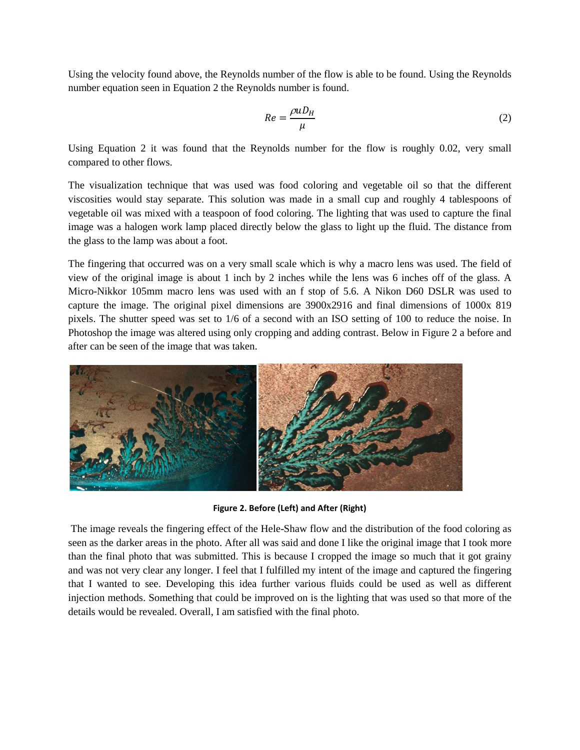Using the velocity found above, the Reynolds number of the flow is able to be found. Using the Reynolds number equation seen in Equation 2 the Reynolds number is found.

$$Re = \frac{\rho u D_H}{\mu} \tag{2}$$

Using Equation 2 it was found that the Reynolds number for the flow is roughly 0.02, very small compared to other flows.

The visualization technique that was used was food coloring and vegetable oil so that the different viscosities would stay separate. This solution was made in a small cup and roughly 4 tablespoons of vegetable oil was mixed with a teaspoon of food coloring. The lighting that was used to capture the final image was a halogen work lamp placed directly below the glass to light up the fluid. The distance from the glass to the lamp was about a foot.

The fingering that occurred was on a very small scale which is why a macro lens was used. The field of view of the original image is about 1 inch by 2 inches while the lens was 6 inches off of the glass. A Micro-Nikkor 105mm macro lens was used with an f stop of 5.6. A Nikon D60 DSLR was used to capture the image. The original pixel dimensions are 3900x2916 and final dimensions of 1000x 819 pixels. The shutter speed was set to 1/6 of a second with an ISO setting of 100 to reduce the noise. In Photoshop the image was altered using only cropping and adding contrast. Below in Figure 2 a before and after can be seen of the image that was taken.

**Figure 2. Before (Left) and After (Right)**

The image reveals the fingering effect of the Hele-Shaw flow and the distribution of the food coloring as seen as the darker areas in the photo. After all was said and done I like the original image that I took more than the final photo that was submitted. This is because I cropped the image so much that it got grainy and was not very clear any longer. I feel that I fulfilled my intent of the image and captured the fingering that I wanted to see. Developing this idea further various fluids could be used as well as different injection methods. Something that could be improved on is the lighting that was used so that more of the details would be revealed. Overall, I am satisfied with the final photo.